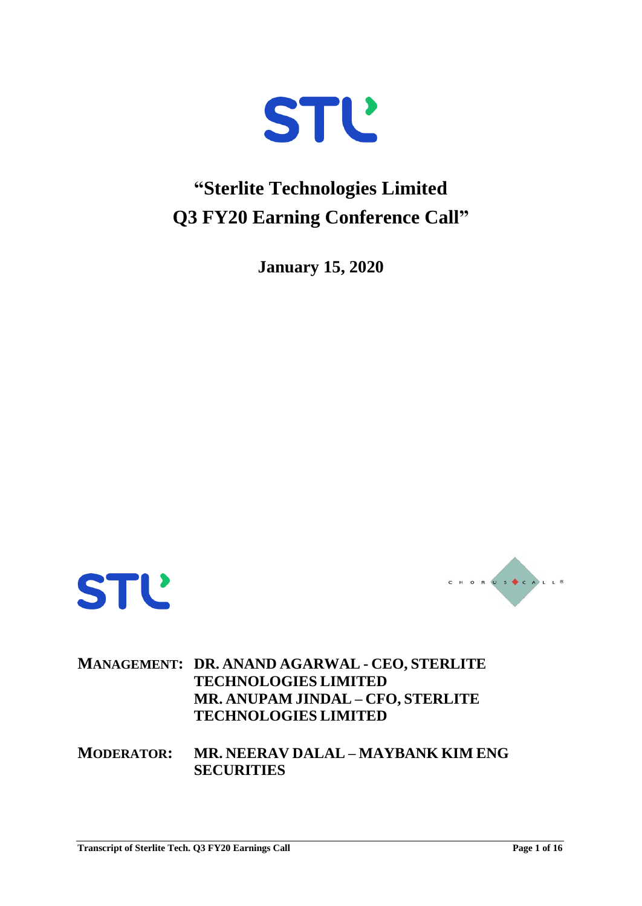# "Sterlite Technologies Limited Q3 FY20 Earning Conference Call"

**January 15, 2020**

**MANAGEMENT:** **DR. ANAND AGARWAL - CEO, STERLITE TECHNOLOGIES LIMITED**
**MR. ANUPAM JINDAL – CFO, STERLITE TECHNOLOGIES LIMITED**

**MODERATOR:** **MR. NEERAV DALAL – MAYBANK KIM ENG SECURITIES**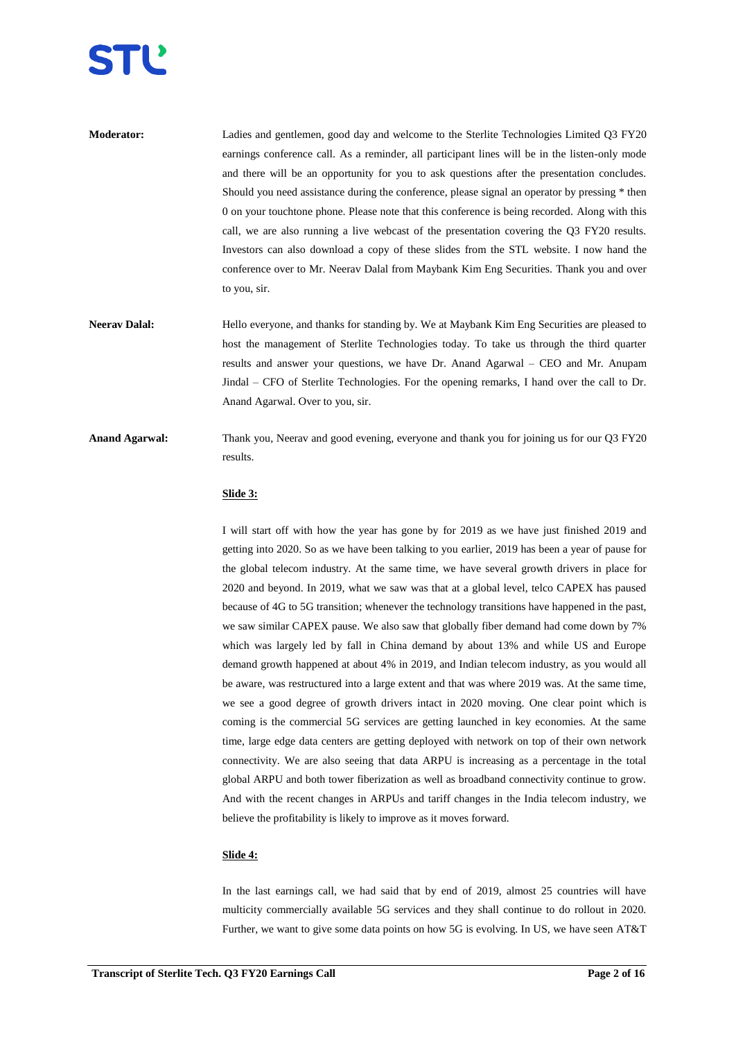**Moderator:** Ladies and gentlemen, good day and welcome to the Sterlite Technologies Limited Q3 FY20 earnings conference call. As a reminder, all participant lines will be in the listen-only mode and there will be an opportunity for you to ask questions after the presentation concludes. Should you need assistance during the conference, please signal an operator by pressing * then 0 on your touchtone phone. Please note that this conference is being recorded. Along with this call, we are also running a live webcast of the presentation covering the Q3 FY20 results. Investors can also download a copy of these slides from the STL website. I now hand the conference over to Mr. Neerav Dalal from Maybank Kim Eng Securities. Thank you and over to you, sir.

**Neerav Dalal:** Hello everyone, and thanks for standing by. We at Maybank Kim Eng Securities are pleased to host the management of Sterlite Technologies today. To take us through the third quarter results and answer your questions, we have Dr. Anand Agarwal – CEO and Mr. Anupam Jindal – CFO of Sterlite Technologies. For the opening remarks, I hand over the call to Dr. Anand Agarwal. Over to you, sir.

**Anand Agarwal:** Thank you, Neerav and good evening, everyone and thank you for joining us for our Q3 FY20 results.

**Slide 3:**

I will start off with how the year has gone by for 2019 as we have just finished 2019 and getting into 2020. So as we have been talking to you earlier, 2019 has been a year of pause for the global telecom industry. At the same time, we have several growth drivers in place for 2020 and beyond. In 2019, what we saw was that at a global level, telco CAPEX has paused because of 4G to 5G transition; whenever the technology transitions have happened in the past, we saw similar CAPEX pause. We also saw that globally fiber demand had come down by 7% which was largely led by fall in China demand by about 13% and while US and Europe demand growth happened at about 4% in 2019, and Indian telecom industry, as you would all be aware, was restructured into a large extent and that was where 2019 was. At the same time, we see a good degree of growth drivers intact in 2020 moving. One clear point which is coming is the commercial 5G services are getting launched in key economies. At the same time, large edge data centers are getting deployed with network on top of their own network connectivity. We are also seeing that data ARPU is increasing as a percentage in the total global ARPU and both tower fiberization as well as broadband connectivity continue to grow. And with the recent changes in ARPUs and tariff changes in the India telecom industry, we believe the profitability is likely to improve as it moves forward.

**Slide 4:**

In the last earnings call, we had said that by end of 2019, almost 25 countries will have multicity commercially available 5G services and they shall continue to do rollout in 2020. Further, we want to give some data points on how 5G is evolving. In US, we have seen AT&T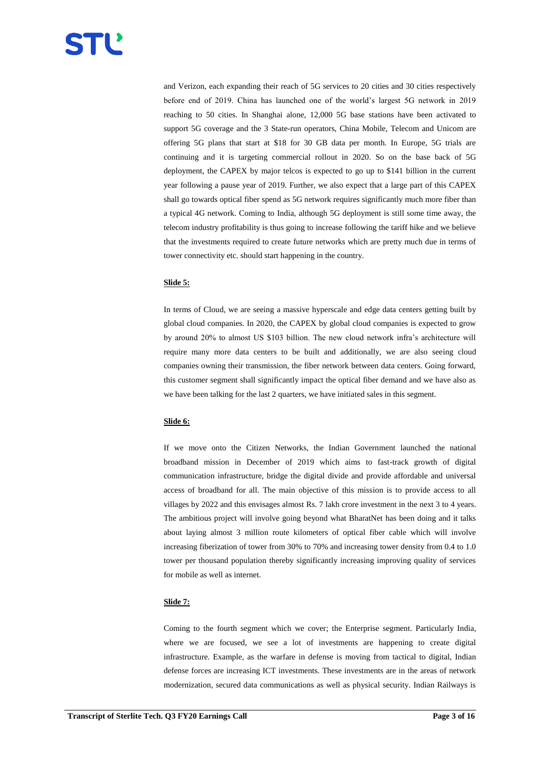and Verizon, each expanding their reach of 5G services to 20 cities and 30 cities respectively before end of 2019. China has launched one of the world's largest 5G network in 2019 reaching to 50 cities. In Shanghai alone, 12,000 5G base stations have been activated to support 5G coverage and the 3 State-run operators, China Mobile, Telecom and Unicom are offering 5G plans that start at $18 for 30 GB data per month. In Europe, 5G trials are continuing and it is targeting commercial rollout in 2020. So on the base back of 5G deployment, the CAPEX by major telcos is expected to go up to $141 billion in the current year following a pause year of 2019. Further, we also expect that a large part of this CAPEX shall go towards optical fiber spend as 5G network requires significantly much more fiber than a typical 4G network. Coming to India, although 5G deployment is still some time away, the telecom industry profitability is thus going to increase following the tariff hike and we believe that the investments required to create future networks which are pretty much due in terms of tower connectivity etc. should start happening in the country.

**Slide 5:**

In terms of Cloud, we are seeing a massive hyperscale and edge data centers getting built by global cloud companies. In 2020, the CAPEX by global cloud companies is expected to grow by around 20% to almost US $103 billion. The new cloud network infra's architecture will require many more data centers to be built and additionally, we are also seeing cloud companies owning their transmission, the fiber network between data centers. Going forward, this customer segment shall significantly impact the optical fiber demand and we have also as we have been talking for the last 2 quarters, we have initiated sales in this segment.

**Slide 6:**

If we move onto the Citizen Networks, the Indian Government launched the national broadband mission in December of 2019 which aims to fast-track growth of digital communication infrastructure, bridge the digital divide and provide affordable and universal access of broadband for all. The main objective of this mission is to provide access to all villages by 2022 and this envisages almost Rs. 7 lakh crore investment in the next 3 to 4 years. The ambitious project will involve going beyond what BharatNet has been doing and it talks about laying almost 3 million route kilometers of optical fiber cable which will involve increasing fiberization of tower from 30% to 70% and increasing tower density from 0.4 to 1.0 tower per thousand population thereby significantly increasing improving quality of services for mobile as well as internet.

**Slide 7:**

Coming to the fourth segment which we cover; the Enterprise segment. Particularly India, where we are focused, we see a lot of investments are happening to create digital infrastructure. Example, as the warfare in defense is moving from tactical to digital, Indian defense forces are increasing ICT investments. These investments are in the areas of network modernization, secured data communications as well as physical security. Indian Railways is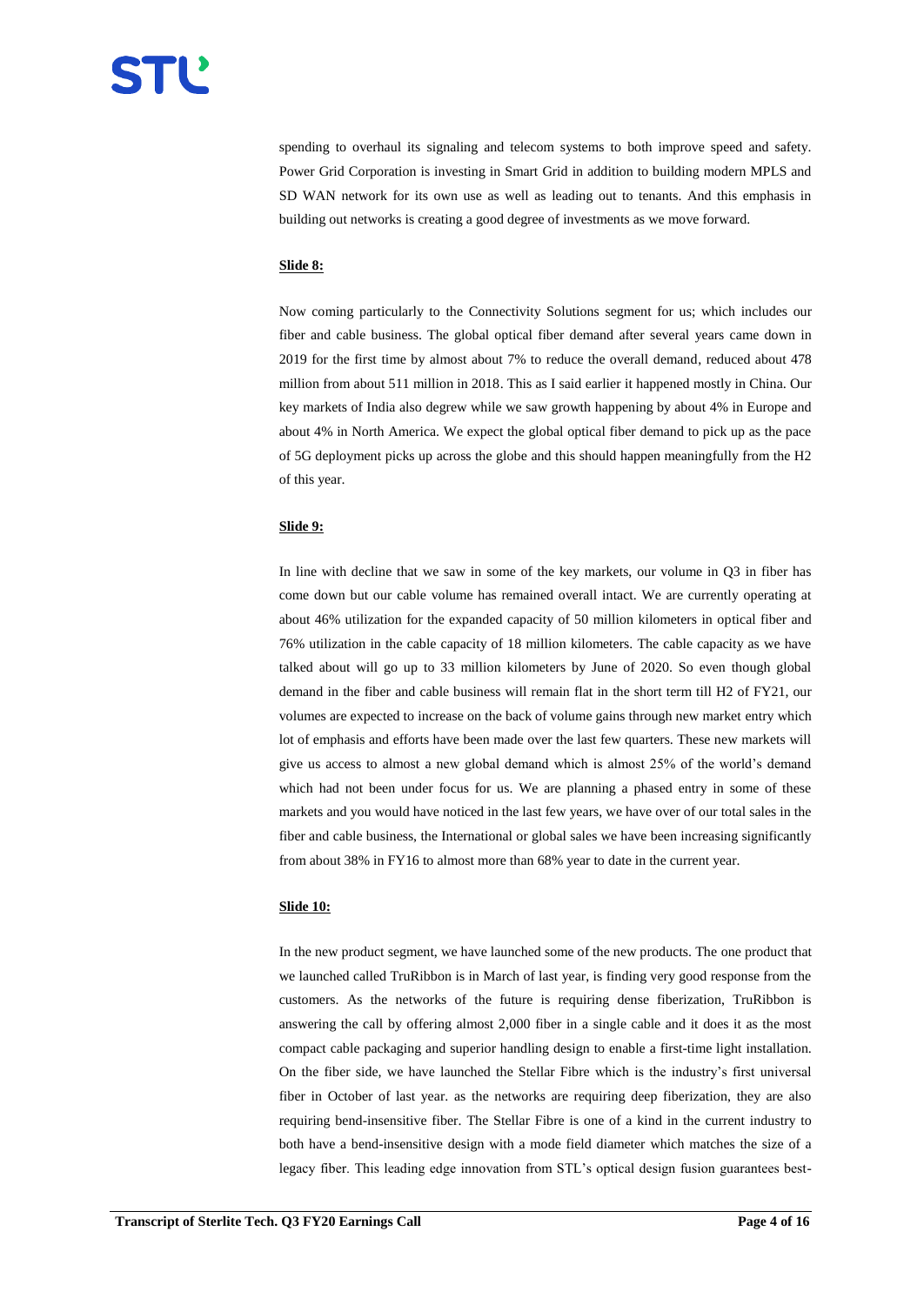spending to overhaul its signaling and telecom systems to both improve speed and safety. Power Grid Corporation is investing in Smart Grid in addition to building modern MPLS and SD WAN network for its own use as well as leading out to tenants. And this emphasis in building out networks is creating a good degree of investments as we move forward.

**Slide 8:**

Now coming particularly to the Connectivity Solutions segment for us; which includes our fiber and cable business. The global optical fiber demand after several years came down in 2019 for the first time by almost about 7% to reduce the overall demand, reduced about 478 million from about 511 million in 2018. This as I said earlier it happened mostly in China. Our key markets of India also degrew while we saw growth happening by about 4% in Europe and about 4% in North America. We expect the global optical fiber demand to pick up as the pace of 5G deployment picks up across the globe and this should happen meaningfully from the H2 of this year.

**Slide 9:**

In line with decline that we saw in some of the key markets, our volume in Q3 in fiber has come down but our cable volume has remained overall intact. We are currently operating at about 46% utilization for the expanded capacity of 50 million kilometers in optical fiber and 76% utilization in the cable capacity of 18 million kilometers. The cable capacity as we have talked about will go up to 33 million kilometers by June of 2020. So even though global demand in the fiber and cable business will remain flat in the short term till H2 of FY21, our volumes are expected to increase on the back of volume gains through new market entry which lot of emphasis and efforts have been made over the last few quarters. These new markets will give us access to almost a new global demand which is almost 25% of the world's demand which had not been under focus for us. We are planning a phased entry in some of these markets and you would have noticed in the last few years, we have over of our total sales in the fiber and cable business, the International or global sales we have been increasing significantly from about 38% in FY16 to almost more than 68% year to date in the current year.

**Slide 10:**

In the new product segment, we have launched some of the new products. The one product that we launched called TruRibbon is in March of last year, is finding very good response from the customers. As the networks of the future is requiring dense fiberization, TruRibbon is answering the call by offering almost 2,000 fiber in a single cable and it does it as the most compact cable packaging and superior handling design to enable a first-time light installation. On the fiber side, we have launched the Stellar Fibre which is the industry's first universal fiber in October of last year. as the networks are requiring deep fiberization, they are also requiring bend-insensitive fiber. The Stellar Fibre is one of a kind in the current industry to both have a bend-insensitive design with a mode field diameter which matches the size of a legacy fiber. This leading edge innovation from STL's optical design fusion guarantees best-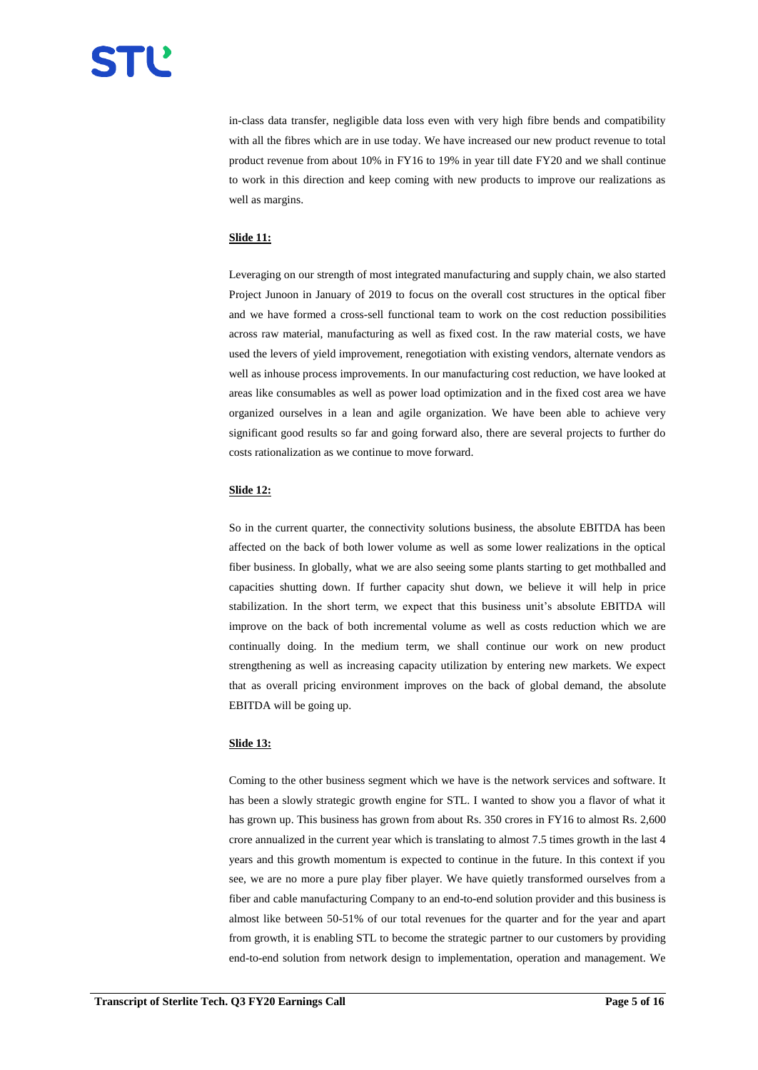in-class data transfer, negligible data loss even with very high fibre bends and compatibility with all the fibres which are in use today. We have increased our new product revenue to total product revenue from about 10% in FY16 to 19% in year till date FY20 and we shall continue to work in this direction and keep coming with new products to improve our realizations as well as margins.

**Slide 11:**

Leveraging on our strength of most integrated manufacturing and supply chain, we also started Project Junoon in January of 2019 to focus on the overall cost structures in the optical fiber and we have formed a cross-sell functional team to work on the cost reduction possibilities across raw material, manufacturing as well as fixed cost. In the raw material costs, we have used the levers of yield improvement, renegotiation with existing vendors, alternate vendors as well as inhouse process improvements. In our manufacturing cost reduction, we have looked at areas like consumables as well as power load optimization and in the fixed cost area we have organized ourselves in a lean and agile organization. We have been able to achieve very significant good results so far and going forward also, there are several projects to further do costs rationalization as we continue to move forward.

**Slide 12:**

So in the current quarter, the connectivity solutions business, the absolute EBITDA has been affected on the back of both lower volume as well as some lower realizations in the optical fiber business. In globally, what we are also seeing some plants starting to get mothballed and capacities shutting down. If further capacity shut down, we believe it will help in price stabilization. In the short term, we expect that this business unit's absolute EBITDA will improve on the back of both incremental volume as well as costs reduction which we are continually doing. In the medium term, we shall continue our work on new product strengthening as well as increasing capacity utilization by entering new markets. We expect that as overall pricing environment improves on the back of global demand, the absolute EBITDA will be going up.

**Slide 13:**

Coming to the other business segment which we have is the network services and software. It has been a slowly strategic growth engine for STL. I wanted to show you a flavor of what it has grown up. This business has grown from about Rs. 350 crores in FY16 to almost Rs. 2,600 crore annualized in the current year which is translating to almost 7.5 times growth in the last 4 years and this growth momentum is expected to continue in the future. In this context if you see, we are no more a pure play fiber player. We have quietly transformed ourselves from a fiber and cable manufacturing Company to an end-to-end solution provider and this business is almost like between 50-51% of our total revenues for the quarter and for the year and apart from growth, it is enabling STL to become the strategic partner to our customers by providing end-to-end solution from network design to implementation, operation and management. We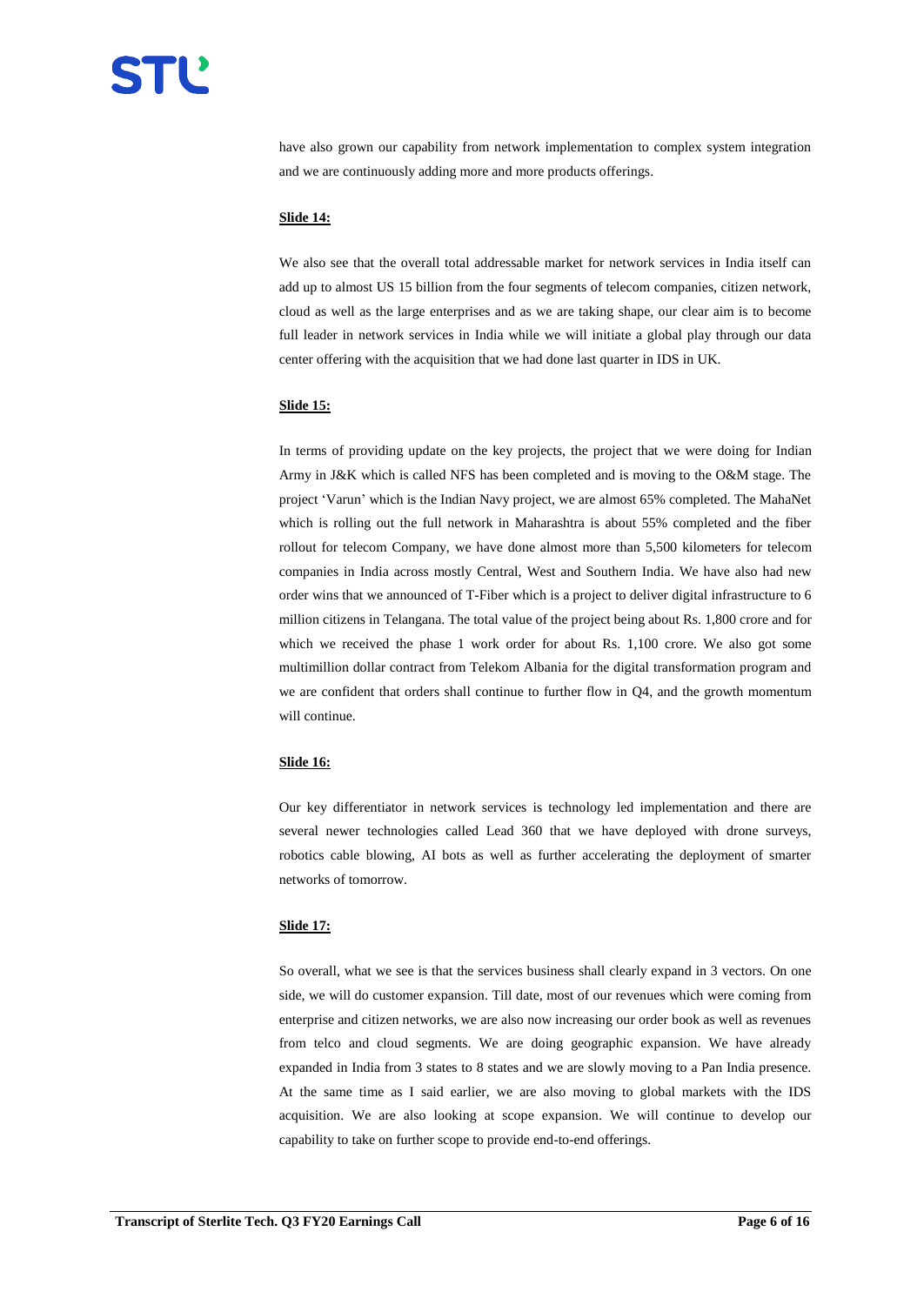have also grown our capability from network implementation to complex system integration and we are continuously adding more and more products offerings.

**Slide 14:**

We also see that the overall total addressable market for network services in India itself can add up to almost US 15 billion from the four segments of telecom companies, citizen network, cloud as well as the large enterprises and as we are taking shape, our clear aim is to become full leader in network services in India while we will initiate a global play through our data center offering with the acquisition that we had done last quarter in IDS in UK.

**Slide 15:**

In terms of providing update on the key projects, the project that we were doing for Indian Army in J&K which is called NFS has been completed and is moving to the O&M stage. The project 'Varun' which is the Indian Navy project, we are almost 65% completed. The MahaNet which is rolling out the full network in Maharashtra is about 55% completed and the fiber rollout for telecom Company, we have done almost more than 5,500 kilometers for telecom companies in India across mostly Central, West and Southern India. We have also had new order wins that we announced of T-Fiber which is a project to deliver digital infrastructure to 6 million citizens in Telangana. The total value of the project being about Rs. 1,800 crore and for which we received the phase 1 work order for about Rs. 1,100 crore. We also got some multimillion dollar contract from Telekom Albania for the digital transformation program and we are confident that orders shall continue to further flow in Q4, and the growth momentum will continue.

**Slide 16:**

Our key differentiator in network services is technology led implementation and there are several newer technologies called Lead 360 that we have deployed with drone surveys, robotics cable blowing, AI bots as well as further accelerating the deployment of smarter networks of tomorrow.

**Slide 17:**

So overall, what we see is that the services business shall clearly expand in 3 vectors. On one side, we will do customer expansion. Till date, most of our revenues which were coming from enterprise and citizen networks, we are also now increasing our order book as well as revenues from telco and cloud segments. We are doing geographic expansion. We have already expanded in India from 3 states to 8 states and we are slowly moving to a Pan India presence. At the same time as I said earlier, we are also moving to global markets with the IDS acquisition. We are also looking at scope expansion. We will continue to develop our capability to take on further scope to provide end-to-end offerings.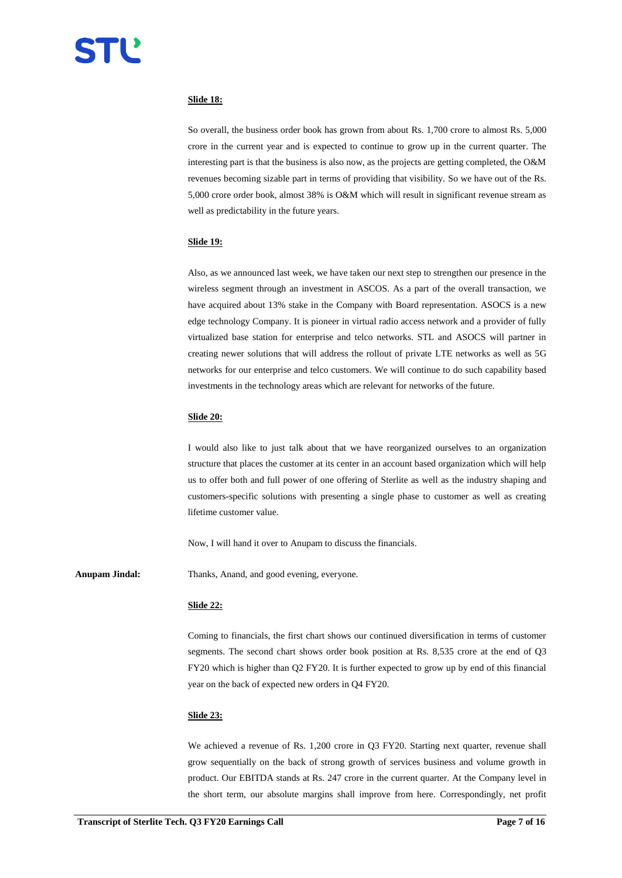**Slide 18:**

So overall, the business order book has grown from about Rs. 1,700 crore to almost Rs. 5,000 crore in the current year and is expected to continue to grow up in the current quarter. The interesting part is that the business is also now, as the projects are getting completed, the O&M revenues becoming sizable part in terms of providing that visibility. So we have out of the Rs. 5,000 crore order book, almost 38% is O&M which will result in significant revenue stream as well as predictability in the future years.

**Slide 19:**

Also, as we announced last week, we have taken our next step to strengthen our presence in the wireless segment through an investment in ASCOS. As a part of the overall transaction, we have acquired about 13% stake in the Company with Board representation. ASOCS is a new edge technology Company. It is pioneer in virtual radio access network and a provider of fully virtualized base station for enterprise and telco networks. STL and ASOCS will partner in creating newer solutions that will address the rollout of private LTE networks as well as 5G networks for our enterprise and telco customers. We will continue to do such capability based investments in the technology areas which are relevant for networks of the future.

**Slide 20:**

I would also like to just talk about that we have reorganized ourselves to an organization structure that places the customer at its center in an account based organization which will help us to offer both and full power of one offering of Sterlite as well as the industry shaping and customers-specific solutions with presenting a single phase to customer as well as creating lifetime customer value.

Now, I will hand it over to Anupam to discuss the financials.

**Anupam Jindal:** Thanks, Anand, and good evening, everyone.

**Slide 22:**

Coming to financials, the first chart shows our continued diversification in terms of customer segments. The second chart shows order book position at Rs. 8,535 crore at the end of Q3 FY20 which is higher than Q2 FY20. It is further expected to grow up by end of this financial year on the back of expected new orders in Q4 FY20.

**Slide 23:**

We achieved a revenue of Rs. 1,200 crore in Q3 FY20. Starting next quarter, revenue shall grow sequentially on the back of strong growth of services business and volume growth in product. Our EBITDA stands at Rs. 247 crore in the current quarter. At the Company level in the short term, our absolute margins shall improve from here. Correspondingly, net profit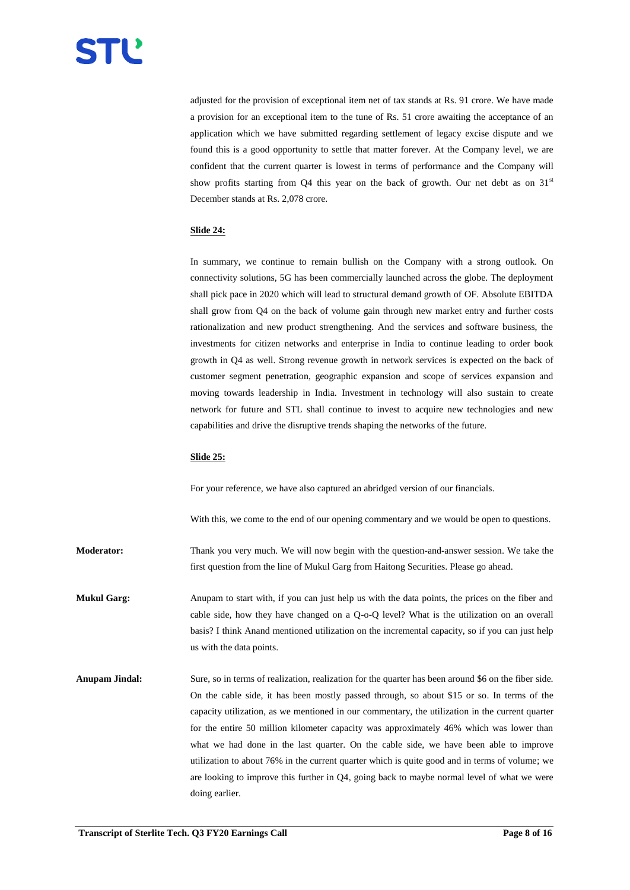adjusted for the provision of exceptional item net of tax stands at Rs. 91 crore. We have made a provision for an exceptional item to the tune of Rs. 51 crore awaiting the acceptance of an application which we have submitted regarding settlement of legacy excise dispute and we found this is a good opportunity to settle that matter forever. At the Company level, we are confident that the current quarter is lowest in terms of performance and the Company will show profits starting from Q4 this year on the back of growth. Our net debt as on 31st December stands at Rs. 2,078 crore.

**Slide 24:**

In summary, we continue to remain bullish on the Company with a strong outlook. On connectivity solutions, 5G has been commercially launched across the globe. The deployment shall pick pace in 2020 which will lead to structural demand growth of OF. Absolute EBITDA shall grow from Q4 on the back of volume gain through new market entry and further costs rationalization and new product strengthening. And the services and software business, the investments for citizen networks and enterprise in India to continue leading to order book growth in Q4 as well. Strong revenue growth in network services is expected on the back of customer segment penetration, geographic expansion and scope of services expansion and moving towards leadership in India. Investment in technology will also sustain to create network for future and STL shall continue to invest to acquire new technologies and new capabilities and drive the disruptive trends shaping the networks of the future.

**Slide 25:**

For your reference, we have also captured an abridged version of our financials.

With this, we come to the end of our opening commentary and we would be open to questions.

**Moderator:** Thank you very much. We will now begin with the question-and-answer session. We take the first question from the line of Mukul Garg from Haitong Securities. Please go ahead.

**Mukul Garg:** Anupam to start with, if you can just help us with the data points, the prices on the fiber and cable side, how they have changed on a Q-o-Q level? What is the utilization on an overall basis? I think Anand mentioned utilization on the incremental capacity, so if you can just help us with the data points.

**Anupam Jindal:** Sure, so in terms of realization, realization for the quarter has been around $6 on the fiber side. On the cable side, it has been mostly passed through, so about $15 or so. In terms of the capacity utilization, as we mentioned in our commentary, the utilization in the current quarter for the entire 50 million kilometer capacity was approximately 46% which was lower than what we had done in the last quarter. On the cable side, we have been able to improve utilization to about 76% in the current quarter which is quite good and in terms of volume; we are looking to improve this further in Q4, going back to maybe normal level of what we were doing earlier.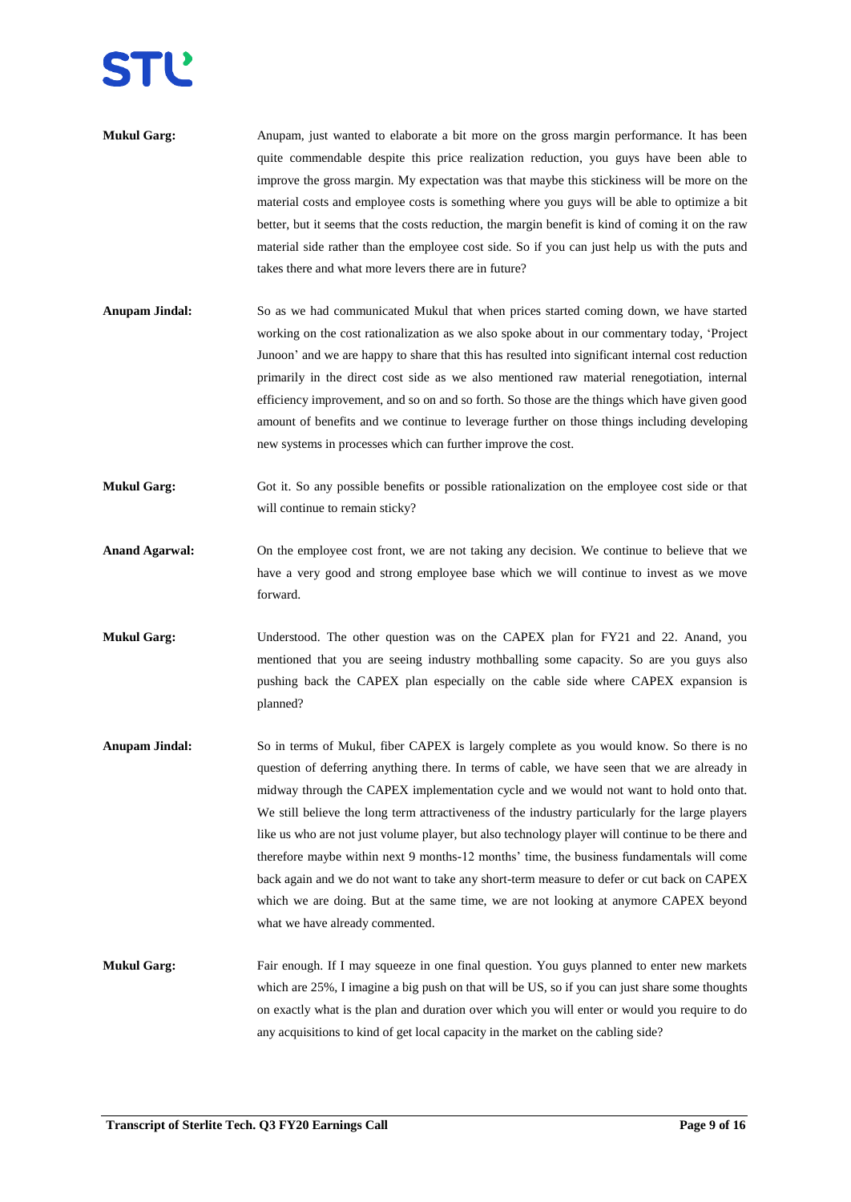**Mukul Garg:** Anupam, just wanted to elaborate a bit more on the gross margin performance. It has been quite commendable despite this price realization reduction, you guys have been able to improve the gross margin. My expectation was that maybe this stickiness will be more on the material costs and employee costs is something where you guys will be able to optimize a bit better, but it seems that the costs reduction, the margin benefit is kind of coming it on the raw material side rather than the employee cost side. So if you can just help us with the puts and takes there and what more levers there are in future?

**Anupam Jindal:** So as we had communicated Mukul that when prices started coming down, we have started working on the cost rationalization as we also spoke about in our commentary today, 'Project Junoon' and we are happy to share that this has resulted into significant internal cost reduction primarily in the direct cost side as we also mentioned raw material renegotiation, internal efficiency improvement, and so on and so forth. So those are the things which have given good amount of benefits and we continue to leverage further on those things including developing new systems in processes which can further improve the cost.

**Mukul Garg:** Got it. So any possible benefits or possible rationalization on the employee cost side or that will continue to remain sticky?

**Anand Agarwal:** On the employee cost front, we are not taking any decision. We continue to believe that we have a very good and strong employee base which we will continue to invest as we move forward.

**Mukul Garg:** Understood. The other question was on the CAPEX plan for FY21 and 22. Anand, you mentioned that you are seeing industry mothballing some capacity. So are you guys also pushing back the CAPEX plan especially on the cable side where CAPEX expansion is planned?

**Anupam Jindal:** So in terms of Mukul, fiber CAPEX is largely complete as you would know. So there is no question of deferring anything there. In terms of cable, we have seen that we are already in midway through the CAPEX implementation cycle and we would not want to hold onto that. We still believe the long term attractiveness of the industry particularly for the large players like us who are not just volume player, but also technology player will continue to be there and therefore maybe within next 9 months-12 months' time, the business fundamentals will come back again and we do not want to take any short-term measure to defer or cut back on CAPEX which we are doing. But at the same time, we are not looking at anymore CAPEX beyond what we have already commented.

**Mukul Garg:** Fair enough. If I may squeeze in one final question. You guys planned to enter new markets which are 25%, I imagine a big push on that will be US, so if you can just share some thoughts on exactly what is the plan and duration over which you will enter or would you require to do any acquisitions to kind of get local capacity in the market on the cabling side?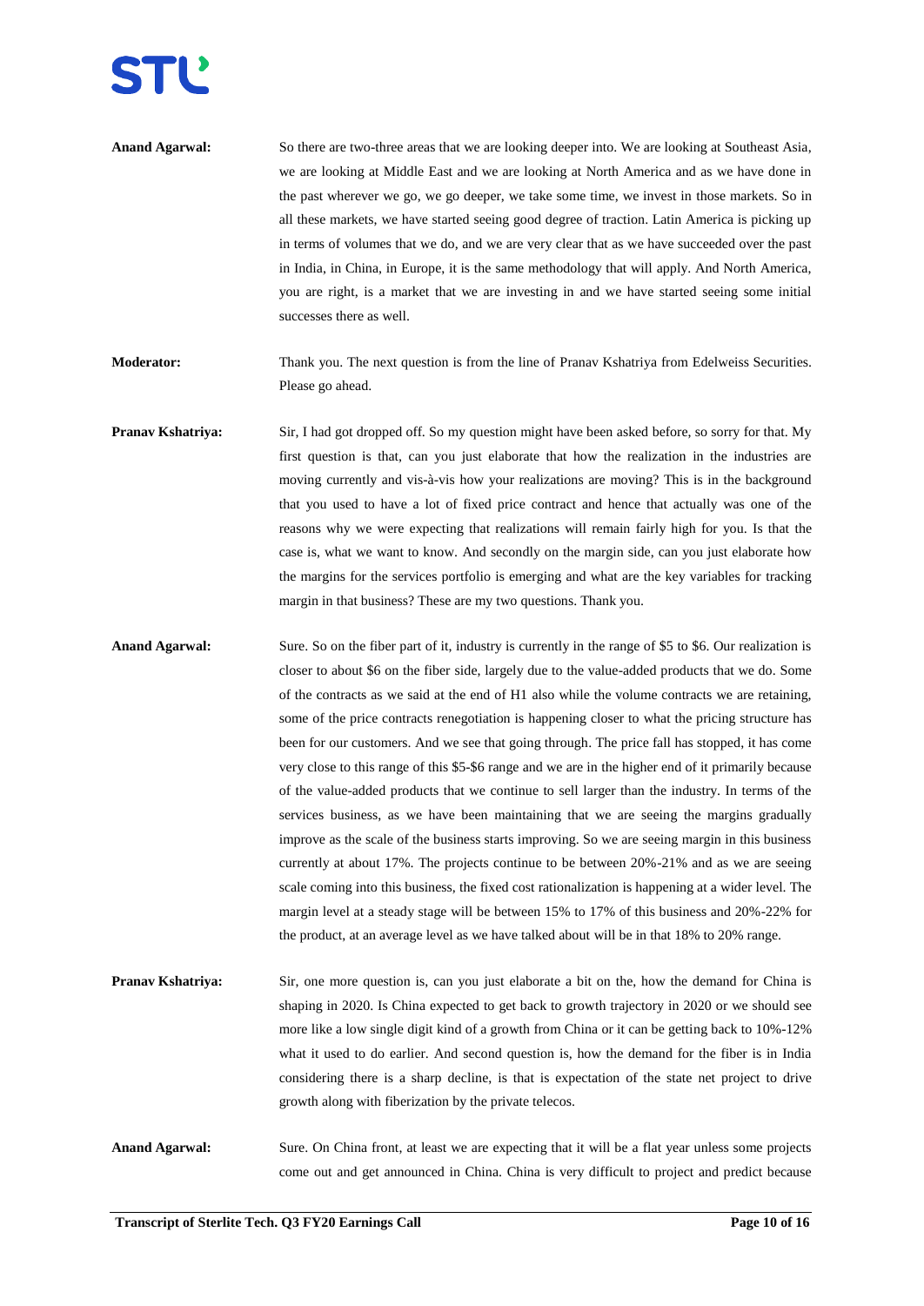**Anand Agarwal:** So there are two-three areas that we are looking deeper into. We are looking at Southeast Asia, we are looking at Middle East and we are looking at North America and as we have done in the past wherever we go, we go deeper, we take some time, we invest in those markets. So in all these markets, we have started seeing good degree of traction. Latin America is picking up in terms of volumes that we do, and we are very clear that as we have succeeded over the past in India, in China, in Europe, it is the same methodology that will apply. And North America, you are right, is a market that we are investing in and we have started seeing some initial successes there as well.

**Moderator:** Thank you. The next question is from the line of Pranav Kshatriya from Edelweiss Securities. Please go ahead.

**Pranav Kshatriya:** Sir, I had got dropped off. So my question might have been asked before, so sorry for that. My first question is that, can you just elaborate that how the realization in the industries are moving currently and vis-à-vis how your realizations are moving? This is in the background that you used to have a lot of fixed price contract and hence that actually was one of the reasons why we were expecting that realizations will remain fairly high for you. Is that the case is, what we want to know. And secondly on the margin side, can you just elaborate how the margins for the services portfolio is emerging and what are the key variables for tracking margin in that business? These are my two questions. Thank you.

**Anand Agarwal:** Sure. So on the fiber part of it, industry is currently in the range of $5 to $6. Our realization is closer to about $6 on the fiber side, largely due to the value-added products that we do. Some of the contracts as we said at the end of H1 also while the volume contracts we are retaining, some of the price contracts renegotiation is happening closer to what the pricing structure has been for our customers. And we see that going through. The price fall has stopped, it has come very close to this range of this $5-$6 range and we are in the higher end of it primarily because of the value-added products that we continue to sell larger than the industry. In terms of the services business, as we have been maintaining that we are seeing the margins gradually improve as the scale of the business starts improving. So we are seeing margin in this business currently at about 17%. The projects continue to be between 20%-21% and as we are seeing scale coming into this business, the fixed cost rationalization is happening at a wider level. The margin level at a steady stage will be between 15% to 17% of this business and 20%-22% for the product, at an average level as we have talked about will be in that 18% to 20% range.

**Pranav Kshatriya:** Sir, one more question is, can you just elaborate a bit on the, how the demand for China is shaping in 2020. Is China expected to get back to growth trajectory in 2020 or we should see more like a low single digit kind of a growth from China or it can be getting back to 10%-12% what it used to do earlier. And second question is, how the demand for the fiber is in India considering there is a sharp decline, is that is expectation of the state net project to drive growth along with fiberization by the private telecos.

**Anand Agarwal:** Sure. On China front, at least we are expecting that it will be a flat year unless some projects come out and get announced in China. China is very difficult to project and predict because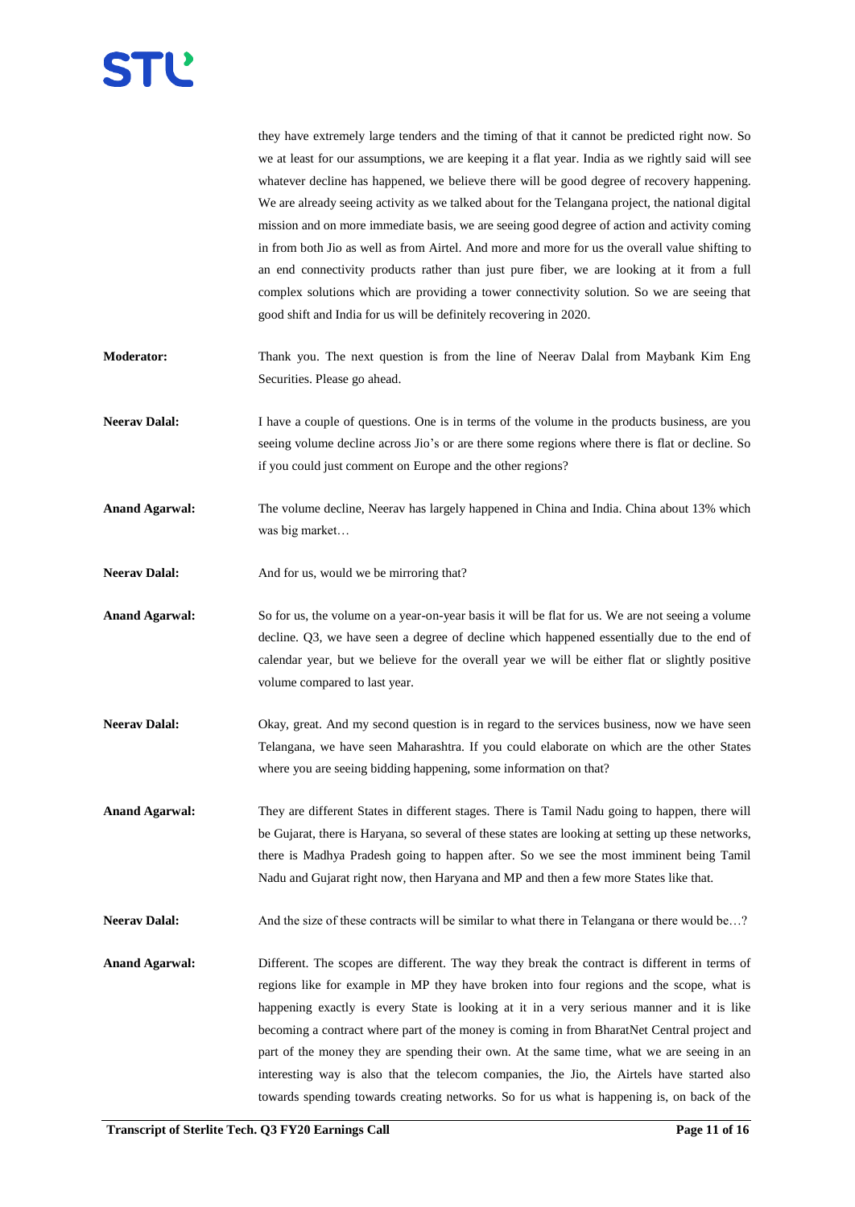they have extremely large tenders and the timing of that it cannot be predicted right now. So we at least for our assumptions, we are keeping it a flat year. India as we rightly said will see whatever decline has happened, we believe there will be good degree of recovery happening. We are already seeing activity as we talked about for the Telangana project, the national digital mission and on more immediate basis, we are seeing good degree of action and activity coming in from both Jio as well as from Airtel. And more and more for us the overall value shifting to an end connectivity products rather than just pure fiber, we are looking at it from a full complex solutions which are providing a tower connectivity solution. So we are seeing that good shift and India for us will be definitely recovering in 2020.

**Moderator:** Thank you. The next question is from the line of Neerav Dalal from Maybank Kim Eng Securities. Please go ahead.

**Neerav Dalal:** I have a couple of questions. One is in terms of the volume in the products business, are you seeing volume decline across Jio's or are there some regions where there is flat or decline. So if you could just comment on Europe and the other regions?

**Anand Agarwal:** The volume decline, Neerav has largely happened in China and India. China about 13% which was big market…

**Neerav Dalal:** And for us, would we be mirroring that?

**Anand Agarwal:** So for us, the volume on a year-on-year basis it will be flat for us. We are not seeing a volume decline. Q3, we have seen a degree of decline which happened essentially due to the end of calendar year, but we believe for the overall year we will be either flat or slightly positive volume compared to last year.

**Neerav Dalal:** Okay, great. And my second question is in regard to the services business, now we have seen Telangana, we have seen Maharashtra. If you could elaborate on which are the other States where you are seeing bidding happening, some information on that?

**Anand Agarwal:** They are different States in different stages. There is Tamil Nadu going to happen, there will be Gujarat, there is Haryana, so several of these states are looking at setting up these networks, there is Madhya Pradesh going to happen after. So we see the most imminent being Tamil Nadu and Gujarat right now, then Haryana and MP and then a few more States like that.

**Neerav Dalal:** And the size of these contracts will be similar to what there in Telangana or there would be…?

**Anand Agarwal:** Different. The scopes are different. The way they break the contract is different in terms of regions like for example in MP they have broken into four regions and the scope, what is happening exactly is every State is looking at it in a very serious manner and it is like becoming a contract where part of the money is coming in from BharatNet Central project and part of the money they are spending their own. At the same time, what we are seeing in an interesting way is also that the telecom companies, the Jio, the Airtels have started also towards spending towards creating networks. So for us what is happening is, on back of the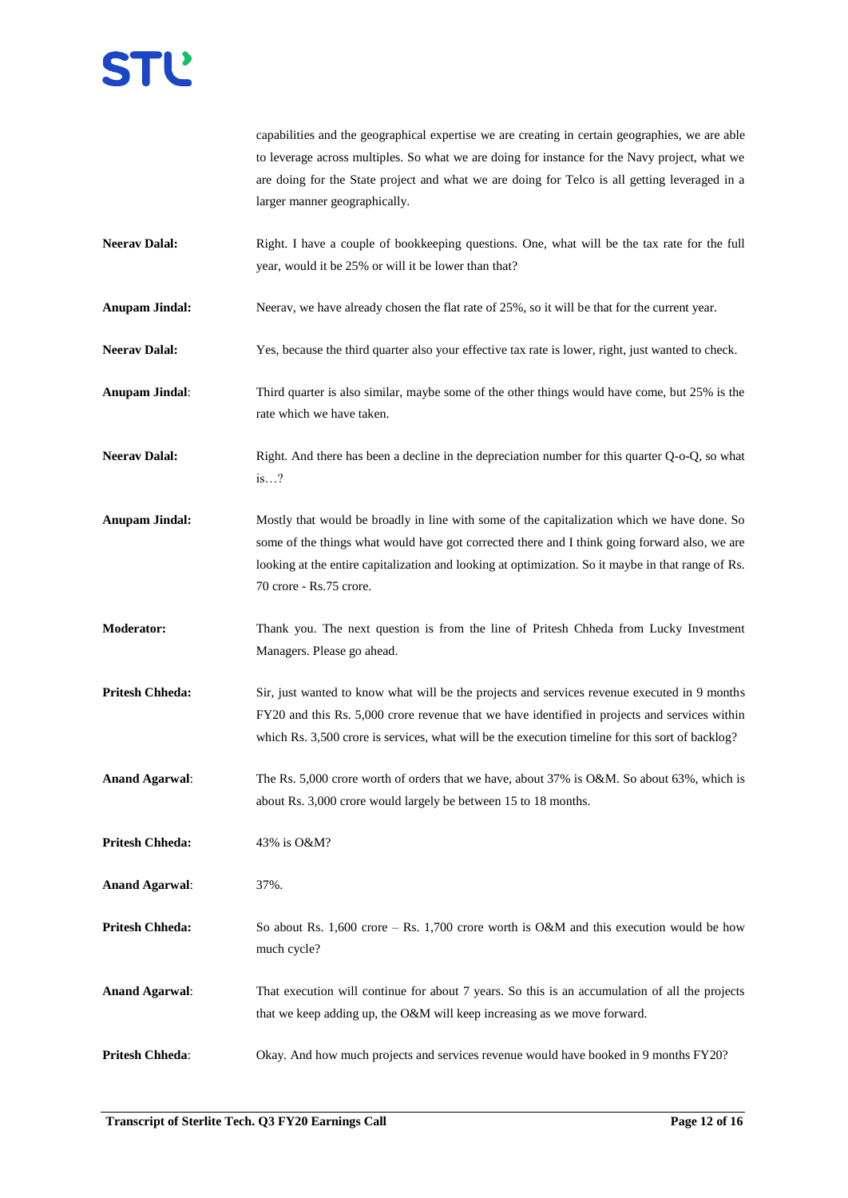capabilities and the geographical expertise we are creating in certain geographies, we are able to leverage across multiples. So what we are doing for instance for the Navy project, what we are doing for the State project and what we are doing for Telco is all getting leveraged in a larger manner geographically.

**Neerav Dalal:** Right. I have a couple of bookkeeping questions. One, what will be the tax rate for the full year, would it be 25% or will it be lower than that?

**Anupam Jindal:** Neerav, we have already chosen the flat rate of 25%, so it will be that for the current year.

**Neerav Dalal:** Yes, because the third quarter also your effective tax rate is lower, right, just wanted to check.

**Anupam Jindal:** Third quarter is also similar, maybe some of the other things would have come, but 25% is the rate which we have taken.

**Neerav Dalal:** Right. And there has been a decline in the depreciation number for this quarter Q-o-Q, so what is…?

**Anupam Jindal:** Mostly that would be broadly in line with some of the capitalization which we have done. So some of the things what would have got corrected there and I think going forward also, we are looking at the entire capitalization and looking at optimization. So it maybe in that range of Rs. 70 crore - Rs.75 crore.

**Moderator:** Thank you. The next question is from the line of Pritesh Chheda from Lucky Investment Managers. Please go ahead.

**Pritesh Chheda:** Sir, just wanted to know what will be the projects and services revenue executed in 9 months FY20 and this Rs. 5,000 crore revenue that we have identified in projects and services within which Rs. 3,500 crore is services, what will be the execution timeline for this sort of backlog?

**Anand Agarwal:** The Rs. 5,000 crore worth of orders that we have, about 37% is O&M. So about 63%, which is about Rs. 3,000 crore would largely be between 15 to 18 months.

**Pritesh Chheda:** 43% is O&M?

**Anand Agarwal:** 37%.

**Pritesh Chheda:** So about Rs. 1,600 crore – Rs. 1,700 crore worth is O&M and this execution would be how much cycle?

**Anand Agarwal:** That execution will continue for about 7 years. So this is an accumulation of all the projects that we keep adding up, the O&M will keep increasing as we move forward.

**Pritesh Chheda:** Okay. And how much projects and services revenue would have booked in 9 months FY20?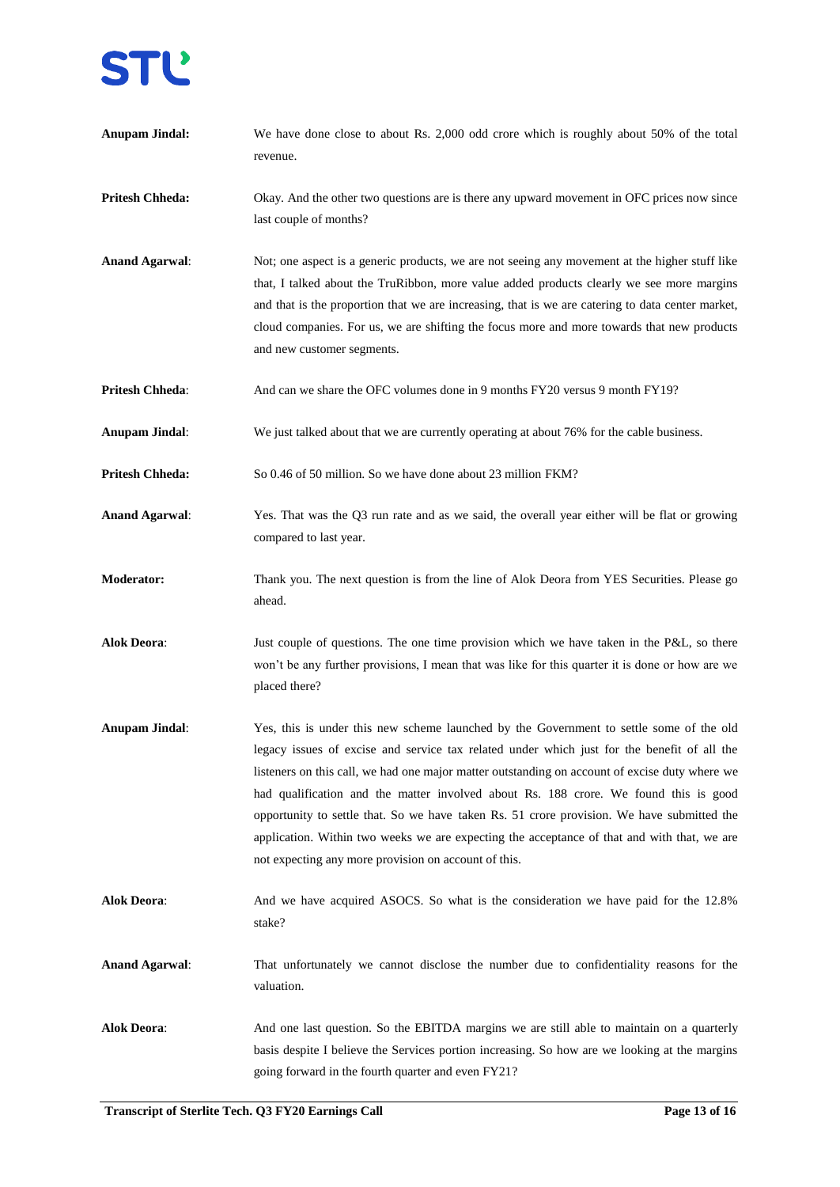**Anupam Jindal:** We have done close to about Rs. 2,000 odd crore which is roughly about 50% of the total revenue.

**Pritesh Chheda:** Okay. And the other two questions are is there any upward movement in OFC prices now since last couple of months?

**Anand Agarwal**: Not; one aspect is a generic products, we are not seeing any movement at the higher stuff like that, I talked about the TruRibbon, more value added products clearly we see more margins and that is the proportion that we are increasing, that is we are catering to data center market, cloud companies. For us, we are shifting the focus more and more towards that new products and new customer segments.

**Pritesh Chheda**: And can we share the OFC volumes done in 9 months FY20 versus 9 month FY19?

**Anupam Jindal**: We just talked about that we are currently operating at about 76% for the cable business.

**Pritesh Chheda:** So 0.46 of 50 million. So we have done about 23 million FKM?

**Anand Agarwal**: Yes. That was the Q3 run rate and as we said, the overall year either will be flat or growing compared to last year.

**Moderator:** Thank you. The next question is from the line of Alok Deora from YES Securities. Please go ahead.

**Alok Deora**: Just couple of questions. The one time provision which we have taken in the P&L, so there won't be any further provisions, I mean that was like for this quarter it is done or how are we placed there?

**Anupam Jindal**: Yes, this is under this new scheme launched by the Government to settle some of the old legacy issues of excise and service tax related under which just for the benefit of all the listeners on this call, we had one major matter outstanding on account of excise duty where we had qualification and the matter involved about Rs. 188 crore. We found this is good opportunity to settle that. So we have taken Rs. 51 crore provision. We have submitted the application. Within two weeks we are expecting the acceptance of that and with that, we are not expecting any more provision on account of this.

**Alok Deora**: And we have acquired ASOCS. So what is the consideration we have paid for the 12.8% stake?

**Anand Agarwal**: That unfortunately we cannot disclose the number due to confidentiality reasons for the valuation.

**Alok Deora**: And one last question. So the EBITDA margins we are still able to maintain on a quarterly basis despite I believe the Services portion increasing. So how are we looking at the margins going forward in the fourth quarter and even FY21?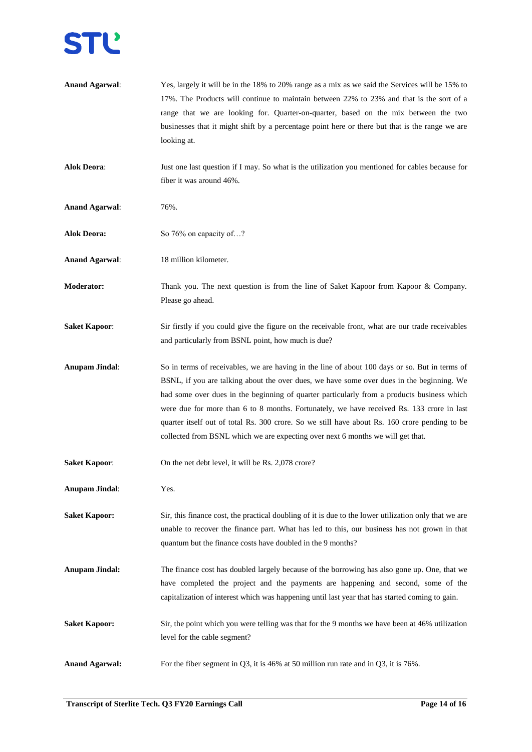**Anand Agarwal**: Yes, largely it will be in the 18% to 20% range as a mix as we said the Services will be 15% to 17%. The Products will continue to maintain between 22% to 23% and that is the sort of a range that we are looking for. Quarter-on-quarter, based on the mix between the two businesses that it might shift by a percentage point here or there but that is the range we are looking at.

**Alok Deora**: Just one last question if I may. So what is the utilization you mentioned for cables because for fiber it was around 46%.

**Anand Agarwal**: 76%.

**Alok Deora:** So 76% on capacity of…?

**Anand Agarwal**: 18 million kilometer.

**Moderator:** Thank you. The next question is from the line of Saket Kapoor from Kapoor & Company. Please go ahead.

**Saket Kapoor**: Sir firstly if you could give the figure on the receivable front, what are our trade receivables and particularly from BSNL point, how much is due?

**Anupam Jindal**: So in terms of receivables, we are having in the line of about 100 days or so. But in terms of BSNL, if you are talking about the over dues, we have some over dues in the beginning. We had some over dues in the beginning of quarter particularly from a products business which were due for more than 6 to 8 months. Fortunately, we have received Rs. 133 crore in last quarter itself out of total Rs. 300 crore. So we still have about Rs. 160 crore pending to be collected from BSNL which we are expecting over next 6 months we will get that.

**Saket Kapoor**: On the net debt level, it will be Rs. 2,078 crore?

**Anupam Jindal**: Yes.

**Saket Kapoor:** Sir, this finance cost, the practical doubling of it is due to the lower utilization only that we are unable to recover the finance part. What has led to this, our business has not grown in that quantum but the finance costs have doubled in the 9 months?

**Anupam Jindal:** The finance cost has doubled largely because of the borrowing has also gone up. One, that we have completed the project and the payments are happening and second, some of the capitalization of interest which was happening until last year that has started coming to gain.

**Saket Kapoor:** Sir, the point which you were telling was that for the 9 months we have been at 46% utilization level for the cable segment?

**Anand Agarwal:** For the fiber segment in Q3, it is 46% at 50 million run rate and in Q3, it is 76%.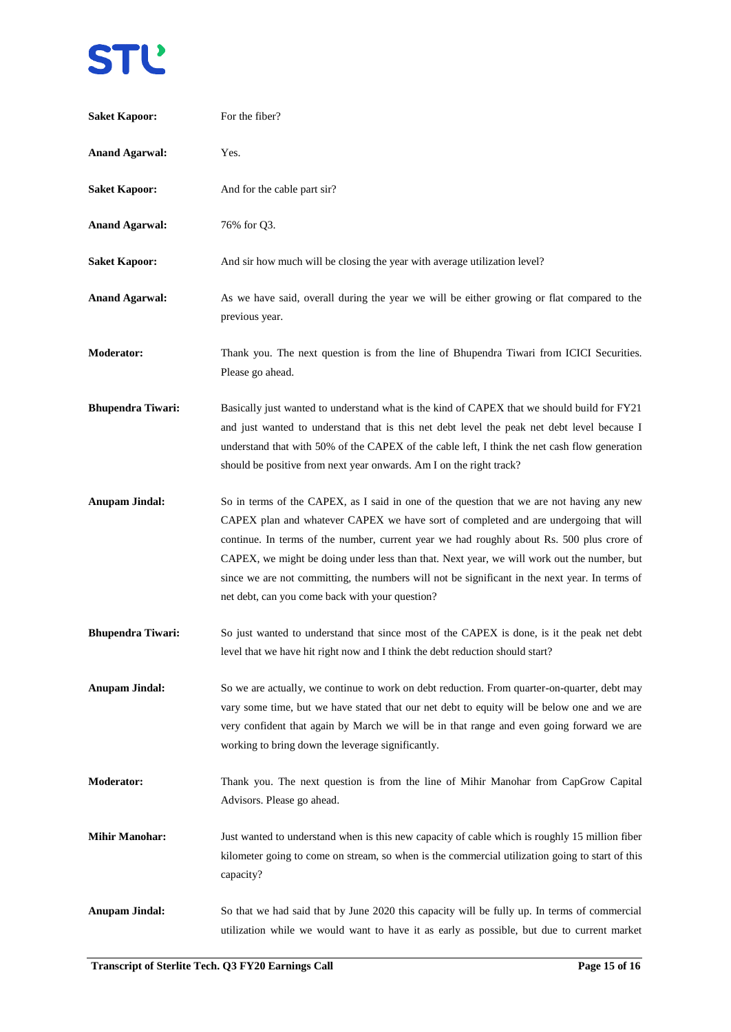**Saket Kapoor:** For the fiber?

**Anand Agarwal:** Yes.

**Saket Kapoor:** And for the cable part sir?

**Anand Agarwal:** 76% for Q3.

**Saket Kapoor:** And sir how much will be closing the year with average utilization level?

**Anand Agarwal:** As we have said, overall during the year we will be either growing or flat compared to the previous year.

**Moderator:** Thank you. The next question is from the line of Bhupendra Tiwari from ICICI Securities. Please go ahead.

**Bhupendra Tiwari:** Basically just wanted to understand what is the kind of CAPEX that we should build for FY21 and just wanted to understand that is this net debt level the peak net debt level because I understand that with 50% of the CAPEX of the cable left, I think the net cash flow generation should be positive from next year onwards. Am I on the right track?

**Anupam Jindal:** So in terms of the CAPEX, as I said in one of the question that we are not having any new CAPEX plan and whatever CAPEX we have sort of completed and are undergoing that will continue. In terms of the number, current year we had roughly about Rs. 500 plus crore of CAPEX, we might be doing under less than that. Next year, we will work out the number, but since we are not committing, the numbers will not be significant in the next year. In terms of net debt, can you come back with your question?

**Bhupendra Tiwari:** So just wanted to understand that since most of the CAPEX is done, is it the peak net debt level that we have hit right now and I think the debt reduction should start?

**Anupam Jindal:** So we are actually, we continue to work on debt reduction. From quarter-on-quarter, debt may vary some time, but we have stated that our net debt to equity will be below one and we are very confident that again by March we will be in that range and even going forward we are working to bring down the leverage significantly.

**Moderator:** Thank you. The next question is from the line of Mihir Manohar from CapGrow Capital Advisors. Please go ahead.

**Mihir Manohar:** Just wanted to understand when is this new capacity of cable which is roughly 15 million fiber kilometer going to come on stream, so when is the commercial utilization going to start of this capacity?

**Anupam Jindal:** So that we had said that by June 2020 this capacity will be fully up. In terms of commercial utilization while we would want to have it as early as possible, but due to current market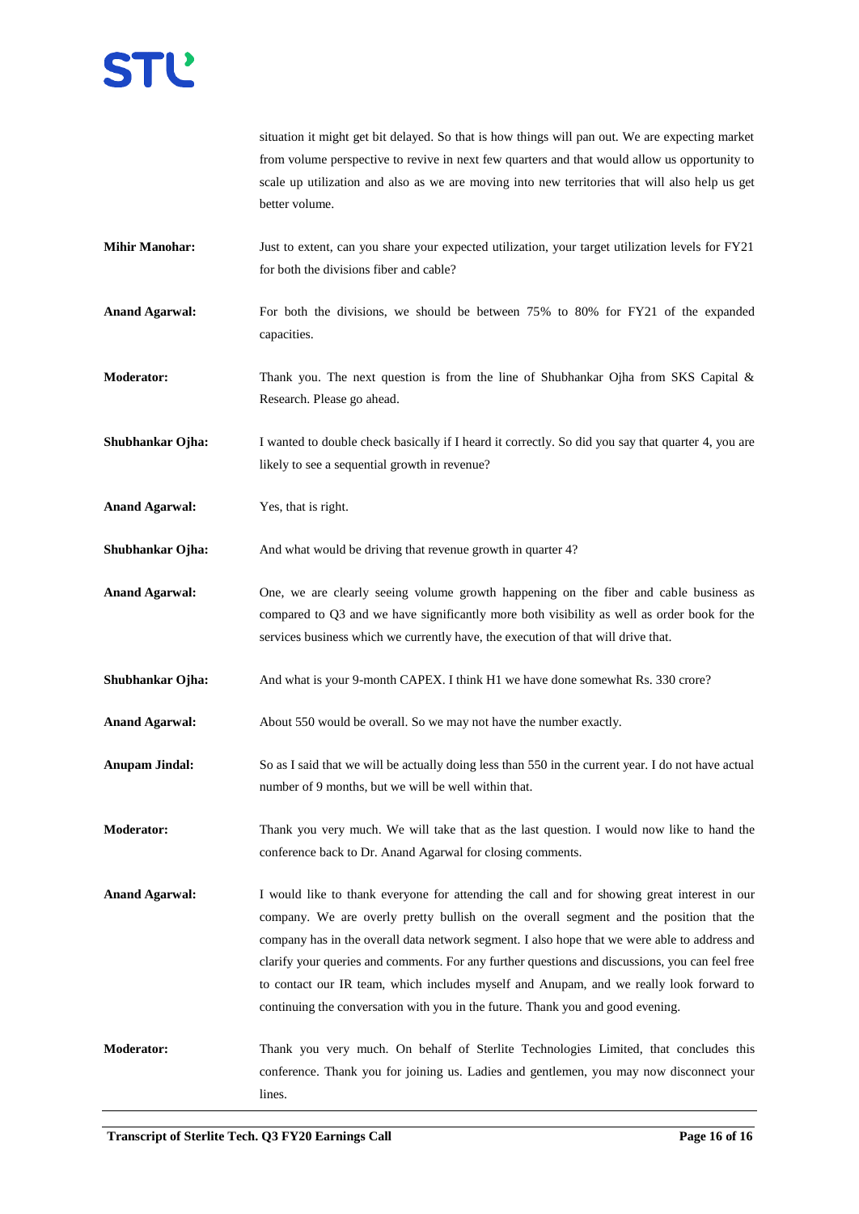situation it might get bit delayed. So that is how things will pan out. We are expecting market from volume perspective to revive in next few quarters and that would allow us opportunity to scale up utilization and also as we are moving into new territories that will also help us get better volume.

**Mihir Manohar:** Just to extent, can you share your expected utilization, your target utilization levels for FY21 for both the divisions fiber and cable?

**Anand Agarwal:** For both the divisions, we should be between 75% to 80% for FY21 of the expanded capacities.

**Moderator:** Thank you. The next question is from the line of Shubhankar Ojha from SKS Capital & Research. Please go ahead.

**Shubhankar Ojha:** I wanted to double check basically if I heard it correctly. So did you say that quarter 4, you are likely to see a sequential growth in revenue?

**Anand Agarwal:** Yes, that is right.

**Shubhankar Ojha:** And what would be driving that revenue growth in quarter 4?

**Anand Agarwal:** One, we are clearly seeing volume growth happening on the fiber and cable business as compared to Q3 and we have significantly more both visibility as well as order book for the services business which we currently have, the execution of that will drive that.

**Shubhankar Ojha:** And what is your 9-month CAPEX. I think H1 we have done somewhat Rs. 330 crore?

**Anand Agarwal:** About 550 would be overall. So we may not have the number exactly.

**Anupam Jindal:** So as I said that we will be actually doing less than 550 in the current year. I do not have actual number of 9 months, but we will be well within that.

**Moderator:** Thank you very much. We will take that as the last question. I would now like to hand the conference back to Dr. Anand Agarwal for closing comments.

**Anand Agarwal:** I would like to thank everyone for attending the call and for showing great interest in our company. We are overly pretty bullish on the overall segment and the position that the company has in the overall data network segment. I also hope that we were able to address and clarify your queries and comments. For any further questions and discussions, you can feel free to contact our IR team, which includes myself and Anupam, and we really look forward to continuing the conversation with you in the future. Thank you and good evening.

**Moderator:** Thank you very much. On behalf of Sterlite Technologies Limited, that concludes this conference. Thank you for joining us. Ladies and gentlemen, you may now disconnect your lines.